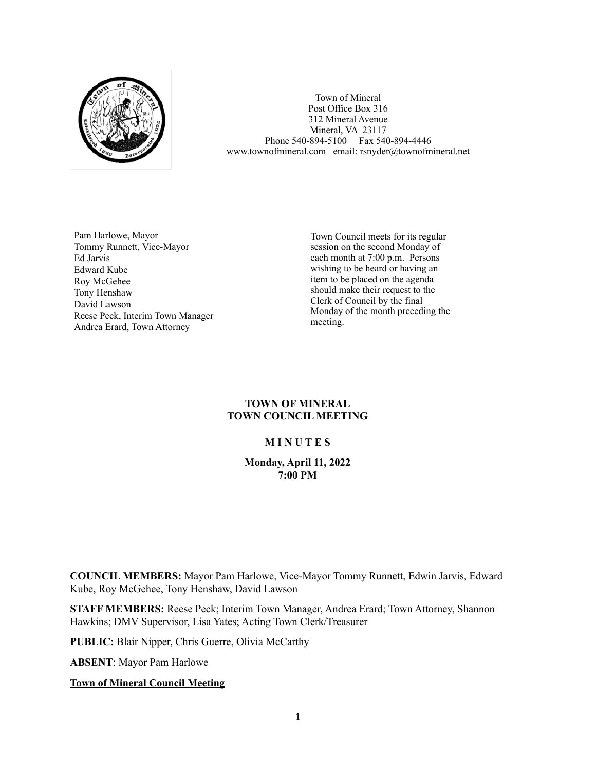Town of Mineral
Post Office Box 316
312 Mineral Avenue
Mineral, VA 23117
Phone 540-894-5100 Fax 540-894-4446
www.townofmineral.com email: rsnyder@townofmineral.net

Pam Harlowe, Mayor
Tommy Runnett, Vice-Mayor
Ed Jarvis
Edward Kube
Roy McGehee
Tony Henshaw
David Lawson
Reese Peck, Interim Town Manager
Andrea Erard, Town Attorney

Town Council meets for its regular session on the second Monday of each month at 7:00 p.m. Persons wishing to be heard or having an item to be placed on the agenda should make their request to the Clerk of Council by the final Monday of the month preceding the meeting.

**TOWN OF MINERAL**
**TOWN COUNCIL MEETING**

**M I N U T E S**

**Monday, April 11, 2022**
**7:00 PM**

**COUNCIL MEMBERS:** Mayor Pam Harlowe, Vice-Mayor Tommy Runnett, Edwin Jarvis, Edward Kube, Roy McGehee, Tony Henshaw, David Lawson

**STAFF MEMBERS:** Reese Peck; Interim Town Manager, Andrea Erard; Town Attorney, Shannon Hawkins; DMV Supervisor, Lisa Yates; Acting Town Clerk/Treasurer

**PUBLIC:** Blair Nipper, Chris Guerre, Olivia McCarthy

**ABSENT**: Mayor Pam Harlowe

**Town of Mineral Council Meeting**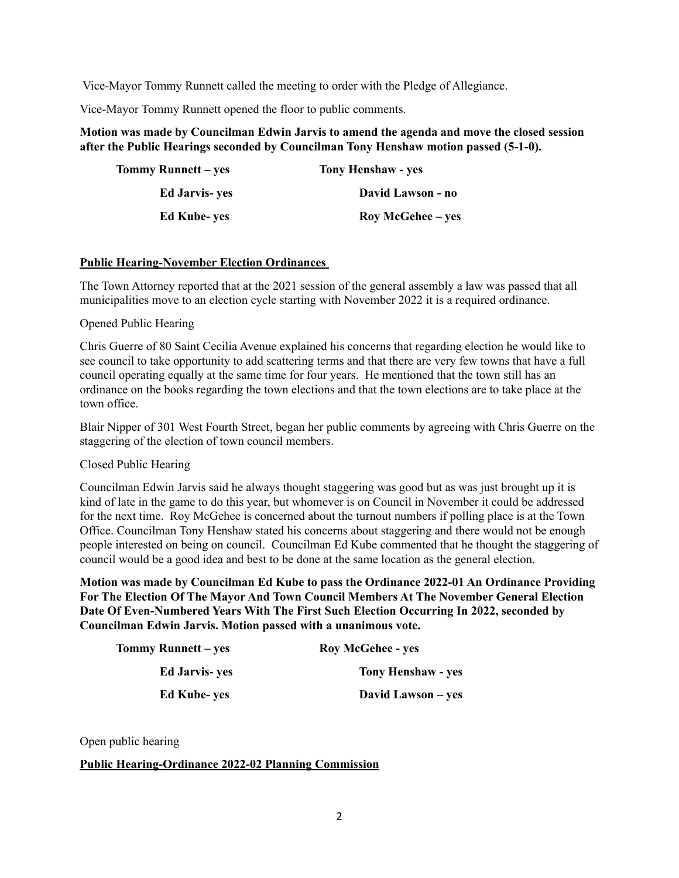Vice-Mayor Tommy Runnett called the meeting to order with the Pledge of Allegiance.

Vice-Mayor Tommy Runnett opened the floor to public comments.

**Motion was made by Councilman Edwin Jarvis to amend the agenda and move the closed session after the Public Hearings seconded by Councilman Tony Henshaw motion passed (5-1-0).**

| | |
|---|---|
| **Tommy Runnett – yes** | **Tony Henshaw - yes** |
| **Ed Jarvis- yes** | **David Lawson - no** |
| **Ed Kube- yes** | **Roy McGehee – yes** |

**Public Hearing-November Election Ordinances**

The Town Attorney reported that at the 2021 session of the general assembly a law was passed that all municipalities move to an election cycle starting with November 2022 it is a required ordinance.

Opened Public Hearing

Chris Guerre of 80 Saint Cecilia Avenue explained his concerns that regarding election he would like to see council to take opportunity to add scattering terms and that there are very few towns that have a full council operating equally at the same time for four years. He mentioned that the town still has an ordinance on the books regarding the town elections and that the town elections are to take place at the town office.

Blair Nipper of 301 West Fourth Street, began her public comments by agreeing with Chris Guerre on the staggering of the election of town council members.

Closed Public Hearing

Councilman Edwin Jarvis said he always thought staggering was good but as was just brought up it is kind of late in the game to do this year, but whomever is on Council in November it could be addressed for the next time. Roy McGehee is concerned about the turnout numbers if polling place is at the Town Office. Councilman Tony Henshaw stated his concerns about staggering and there would not be enough people interested on being on council. Councilman Ed Kube commented that he thought the staggering of council would be a good idea and best to be done at the same location as the general election.

**Motion was made by Councilman Ed Kube to pass the Ordinance 2022-01 An Ordinance Providing For The Election Of The Mayor And Town Council Members At The November General Election Date Of Even-Numbered Years With The First Such Election Occurring In 2022, seconded by Councilman Edwin Jarvis. Motion passed with a unanimous vote.**

| | |
|---|---|
| **Tommy Runnett – yes** | **Roy McGehee - yes** |
| **Ed Jarvis- yes** | **Tony Henshaw - yes** |
| **Ed Kube- yes** | **David Lawson – yes** |

Open public hearing

**Public Hearing-Ordinance 2022-02 Planning Commission**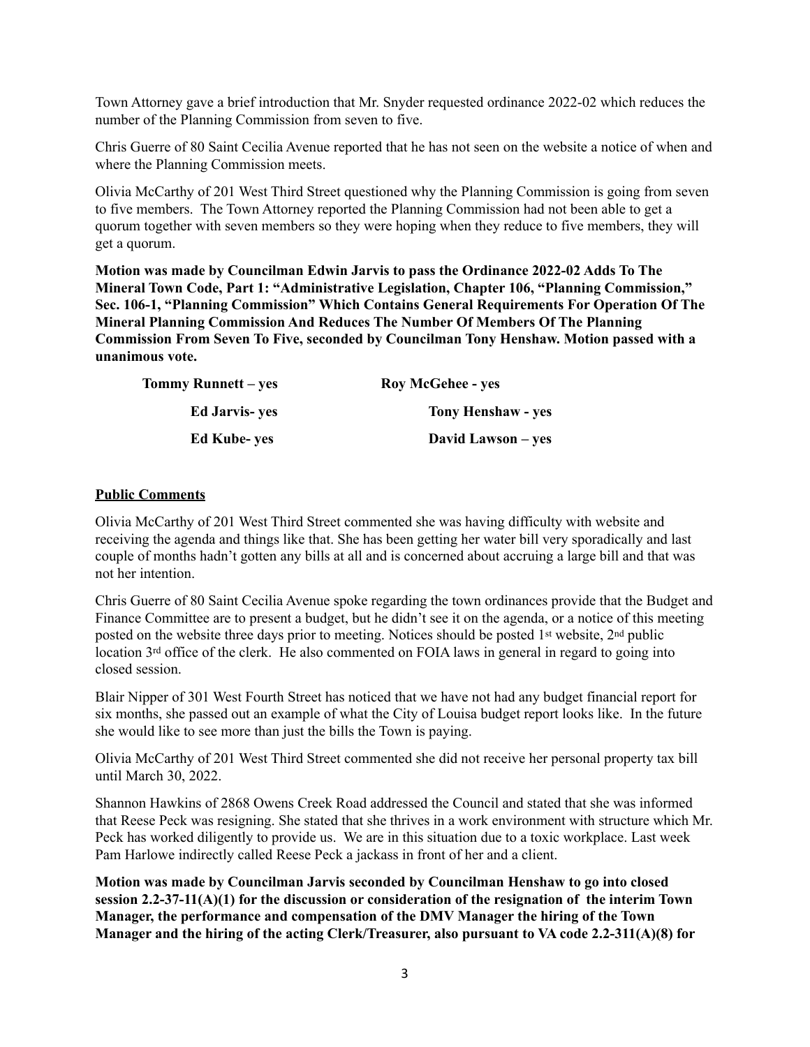Town Attorney gave a brief introduction that Mr. Snyder requested ordinance 2022-02 which reduces the number of the Planning Commission from seven to five.

Chris Guerre of 80 Saint Cecilia Avenue reported that he has not seen on the website a notice of when and where the Planning Commission meets.

Olivia McCarthy of 201 West Third Street questioned why the Planning Commission is going from seven to five members. The Town Attorney reported the Planning Commission had not been able to get a quorum together with seven members so they were hoping when they reduce to five members, they will get a quorum.

**Motion was made by Councilman Edwin Jarvis to pass the Ordinance 2022-02 Adds To The Mineral Town Code, Part 1: "Administrative Legislation, Chapter 106, "Planning Commission," Sec. 106-1, "Planning Commission" Which Contains General Requirements For Operation Of The Mineral Planning Commission And Reduces The Number Of Members Of The Planning Commission From Seven To Five, seconded by Councilman Tony Henshaw. Motion passed with a unanimous vote.**

| | |
|---|---|
| **Tommy Runnett – yes** | **Roy McGehee - yes** |
| **Ed Jarvis- yes** | **Tony Henshaw - yes** |
| **Ed Kube- yes** | **David Lawson – yes** |

**Public Comments**

Olivia McCarthy of 201 West Third Street commented she was having difficulty with website and receiving the agenda and things like that. She has been getting her water bill very sporadically and last couple of months hadn't gotten any bills at all and is concerned about accruing a large bill and that was not her intention.

Chris Guerre of 80 Saint Cecilia Avenue spoke regarding the town ordinances provide that the Budget and Finance Committee are to present a budget, but he didn't see it on the agenda, or a notice of this meeting posted on the website three days prior to meeting. Notices should be posted 1st website, 2nd public location 3rd office of the clerk. He also commented on FOIA laws in general in regard to going into closed session.

Blair Nipper of 301 West Fourth Street has noticed that we have not had any budget financial report for six months, she passed out an example of what the City of Louisa budget report looks like. In the future she would like to see more than just the bills the Town is paying.

Olivia McCarthy of 201 West Third Street commented she did not receive her personal property tax bill until March 30, 2022.

Shannon Hawkins of 2868 Owens Creek Road addressed the Council and stated that she was informed that Reese Peck was resigning. She stated that she thrives in a work environment with structure which Mr. Peck has worked diligently to provide us. We are in this situation due to a toxic workplace. Last week Pam Harlowe indirectly called Reese Peck a jackass in front of her and a client.

**Motion was made by Councilman Jarvis seconded by Councilman Henshaw to go into closed session 2.2-37-11(A)(1) for the discussion or consideration of the resignation of the interim Town Manager, the performance and compensation of the DMV Manager the hiring of the Town Manager and the hiring of the acting Clerk/Treasurer, also pursuant to VA code 2.2-311(A)(8) for**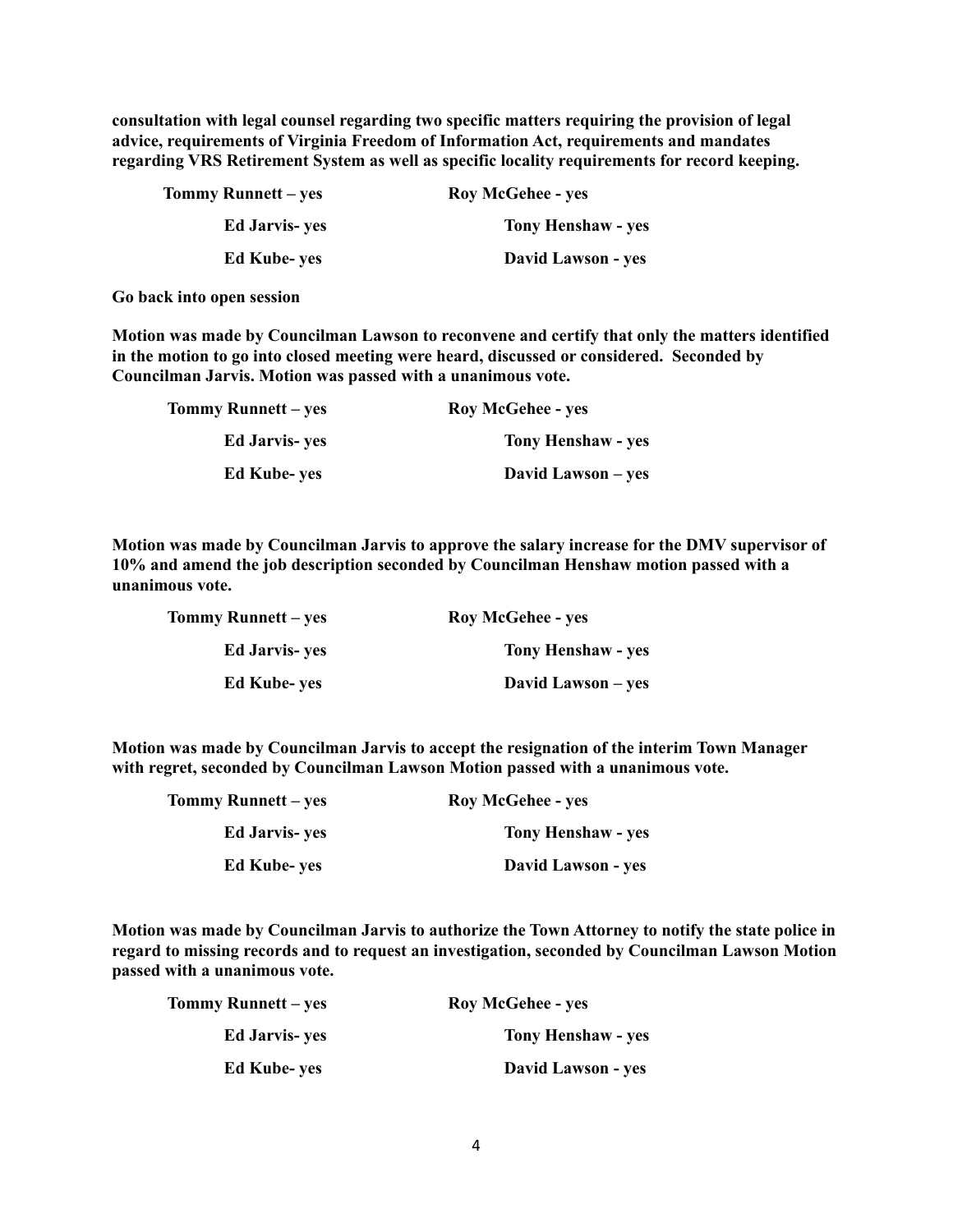**consultation with legal counsel regarding two specific matters requiring the provision of legal advice, requirements of Virginia Freedom of Information Act, requirements and mandates regarding VRS Retirement System as well as specific locality requirements for record keeping.**

| | |
|---|---|
| **Tommy Runnett – yes** | **Roy McGehee - yes** |
| **Ed Jarvis- yes** | **Tony Henshaw - yes** |
| **Ed Kube- yes** | **David Lawson - yes** |

**Go back into open session**

**Motion was made by Councilman Lawson to reconvene and certify that only the matters identified in the motion to go into closed meeting were heard, discussed or considered. Seconded by Councilman Jarvis. Motion was passed with a unanimous vote.**

| | |
|---|---|
| **Tommy Runnett – yes** | **Roy McGehee - yes** |
| **Ed Jarvis- yes** | **Tony Henshaw - yes** |
| **Ed Kube- yes** | **David Lawson – yes** |

**Motion was made by Councilman Jarvis to approve the salary increase for the DMV supervisor of 10% and amend the job description seconded by Councilman Henshaw motion passed with a unanimous vote.**

| | |
|---|---|
| **Tommy Runnett – yes** | **Roy McGehee - yes** |
| **Ed Jarvis- yes** | **Tony Henshaw - yes** |
| **Ed Kube- yes** | **David Lawson – yes** |

**Motion was made by Councilman Jarvis to accept the resignation of the interim Town Manager with regret, seconded by Councilman Lawson Motion passed with a unanimous vote.**

| | |
|---|---|
| **Tommy Runnett – yes** | **Roy McGehee - yes** |
| **Ed Jarvis- yes** | **Tony Henshaw - yes** |
| **Ed Kube- yes** | **David Lawson - yes** |

**Motion was made by Councilman Jarvis to authorize the Town Attorney to notify the state police in regard to missing records and to request an investigation, seconded by Councilman Lawson Motion passed with a unanimous vote.**

| | |
|---|---|
| **Tommy Runnett – yes** | **Roy McGehee - yes** |
| **Ed Jarvis- yes** | **Tony Henshaw - yes** |
| **Ed Kube- yes** | **David Lawson - yes** |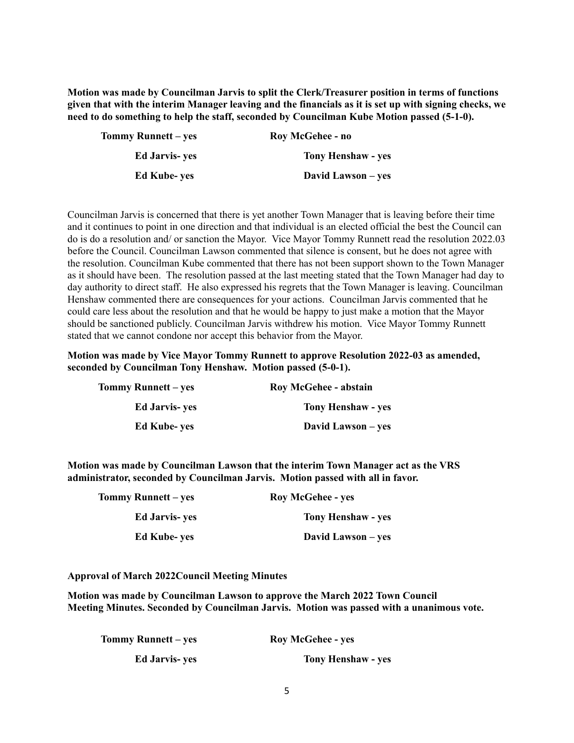**Motion was made by Councilman Jarvis to split the Clerk/Treasurer position in terms of functions given that with the interim Manager leaving and the financials as it is set up with signing checks, we need to do something to help the staff, seconded by Councilman Kube Motion passed (5-1-0).**

| | |
|---|---|
| **Tommy Runnett – yes** | **Roy McGehee - no** |
| **Ed Jarvis- yes** | **Tony Henshaw - yes** |
| **Ed Kube- yes** | **David Lawson – yes** |

Councilman Jarvis is concerned that there is yet another Town Manager that is leaving before their time and it continues to point in one direction and that individual is an elected official the best the Council can do is do a resolution and/ or sanction the Mayor. Vice Mayor Tommy Runnett read the resolution 2022.03 before the Council. Councilman Lawson commented that silence is consent, but he does not agree with the resolution. Councilman Kube commented that there has not been support shown to the Town Manager as it should have been. The resolution passed at the last meeting stated that the Town Manager had day to day authority to direct staff. He also expressed his regrets that the Town Manager is leaving. Councilman Henshaw commented there are consequences for your actions. Councilman Jarvis commented that he could care less about the resolution and that he would be happy to just make a motion that the Mayor should be sanctioned publicly. Councilman Jarvis withdrew his motion. Vice Mayor Tommy Runnett stated that we cannot condone nor accept this behavior from the Mayor.

**Motion was made by Vice Mayor Tommy Runnett to approve Resolution 2022-03 as amended, seconded by Councilman Tony Henshaw. Motion passed (5-0-1).**

| | |
|---|---|
| **Tommy Runnett – yes** | **Roy McGehee - abstain** |
| **Ed Jarvis- yes** | **Tony Henshaw - yes** |
| **Ed Kube- yes** | **David Lawson – yes** |

**Motion was made by Councilman Lawson that the interim Town Manager act as the VRS administrator, seconded by Councilman Jarvis. Motion passed with all in favor.**

| | |
|---|---|
| **Tommy Runnett – yes** | **Roy McGehee - yes** |
| **Ed Jarvis- yes** | **Tony Henshaw - yes** |
| **Ed Kube- yes** | **David Lawson – yes** |

**Approval of March 2022Council Meeting Minutes**

**Motion was made by Councilman Lawson to approve the March 2022 Town Council Meeting Minutes. Seconded by Councilman Jarvis. Motion was passed with a unanimous vote.**

| | |
|---|---|
| **Tommy Runnett – yes** | **Roy McGehee - yes** |
| **Ed Jarvis- yes** | **Tony Henshaw - yes** |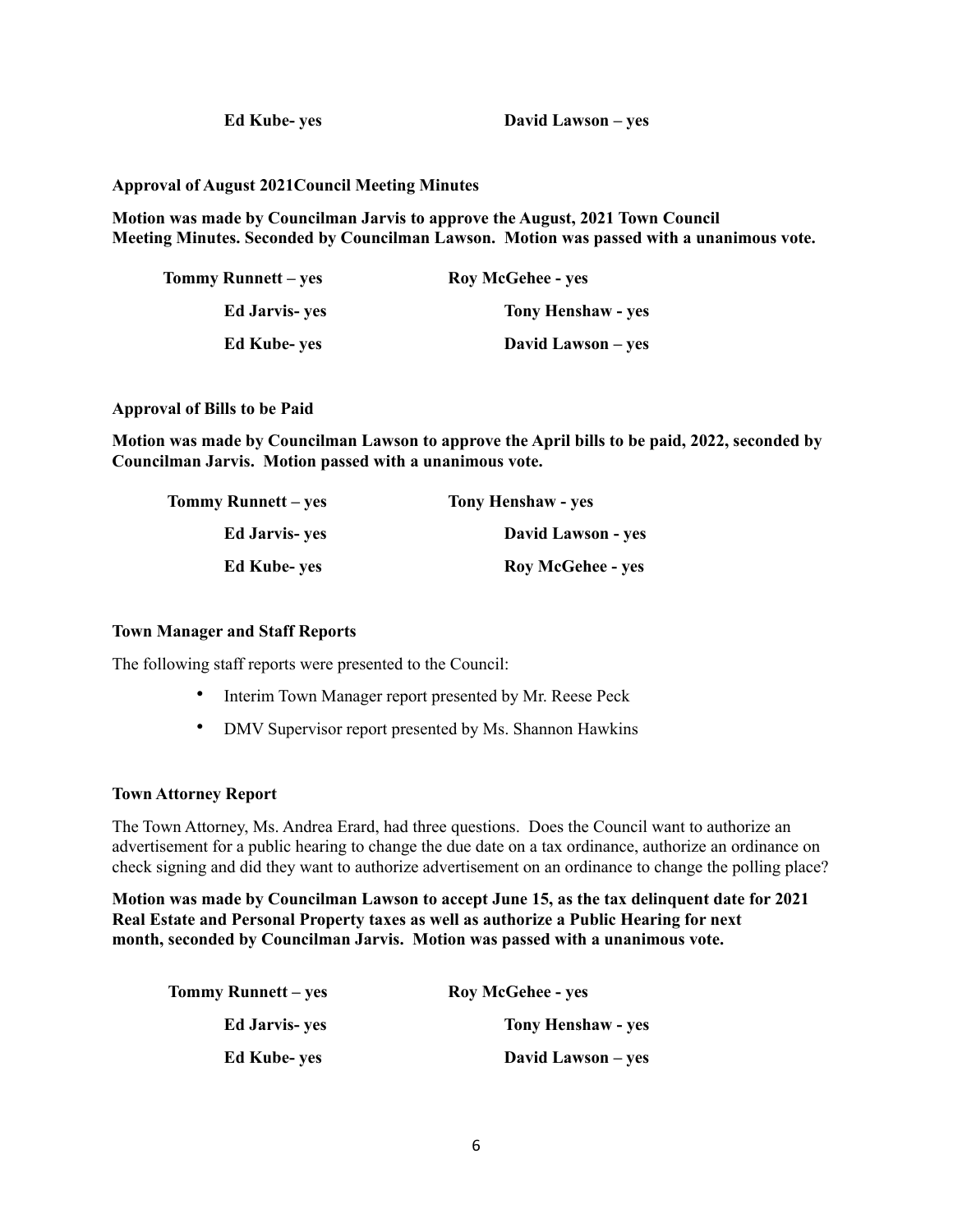**Ed Kube- yes** **David Lawson – yes**

**Approval of August 2021Council Meeting Minutes**

**Motion was made by Councilman Jarvis to approve the August, 2021 Town Council Meeting Minutes. Seconded by Councilman Lawson. Motion was passed with a unanimous vote.**

**Tommy Runnett – yes** **Roy McGehee - yes**

**Ed Jarvis- yes** **Tony Henshaw - yes**

**Ed Kube- yes** **David Lawson – yes**

**Approval of Bills to be Paid**

**Motion was made by Councilman Lawson to approve the April bills to be paid, 2022, seconded by Councilman Jarvis. Motion passed with a unanimous vote.**

**Tommy Runnett – yes** **Tony Henshaw - yes**

**Ed Jarvis- yes** **David Lawson - yes**

**Ed Kube- yes** **Roy McGehee - yes**

**Town Manager and Staff Reports**

The following staff reports were presented to the Council:

- Interim Town Manager report presented by Mr. Reese Peck
- DMV Supervisor report presented by Ms. Shannon Hawkins

**Town Attorney Report**

The Town Attorney, Ms. Andrea Erard, had three questions. Does the Council want to authorize an advertisement for a public hearing to change the due date on a tax ordinance, authorize an ordinance on check signing and did they want to authorize advertisement on an ordinance to change the polling place?

**Motion was made by Councilman Lawson to accept June 15, as the tax delinquent date for 2021 Real Estate and Personal Property taxes as well as authorize a Public Hearing for next month, seconded by Councilman Jarvis. Motion was passed with a unanimous vote.**

**Tommy Runnett – yes** **Roy McGehee - yes**

**Ed Jarvis- yes** **Tony Henshaw - yes**

**Ed Kube- yes** **David Lawson – yes**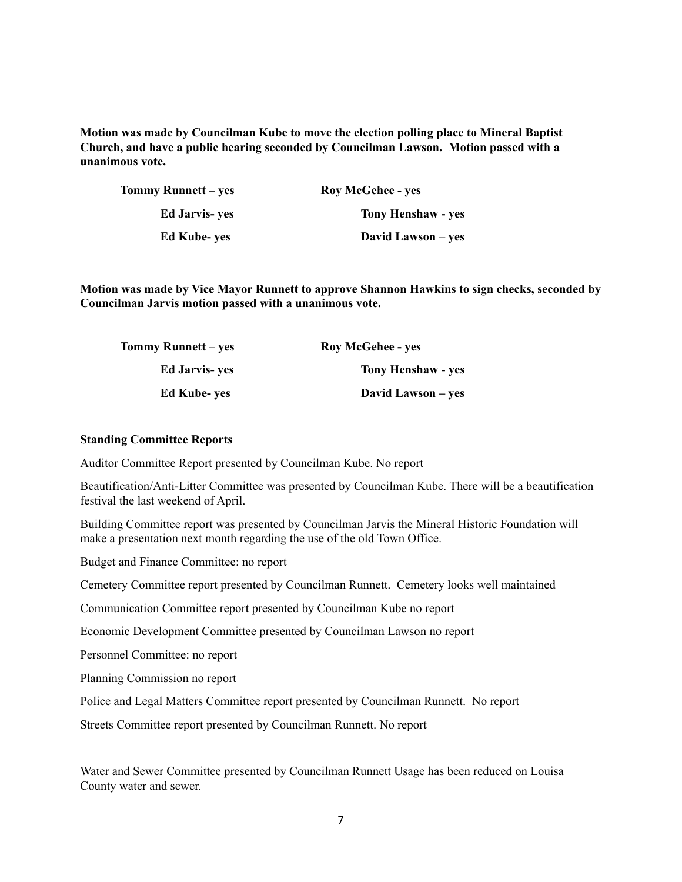**Motion was made by Councilman Kube to move the election polling place to Mineral Baptist Church, and have a public hearing seconded by Councilman Lawson. Motion passed with a unanimous vote.**

| | |
|---|---|
| **Tommy Runnett – yes** | **Roy McGehee - yes** |
| **Ed Jarvis- yes** | **Tony Henshaw - yes** |
| **Ed Kube- yes** | **David Lawson – yes** |

**Motion was made by Vice Mayor Runnett to approve Shannon Hawkins to sign checks, seconded by Councilman Jarvis motion passed with a unanimous vote.**

| | |
|---|---|
| **Tommy Runnett – yes** | **Roy McGehee - yes** |
| **Ed Jarvis- yes** | **Tony Henshaw - yes** |
| **Ed Kube- yes** | **David Lawson – yes** |

**Standing Committee Reports**

Auditor Committee Report presented by Councilman Kube. No report

Beautification/Anti-Litter Committee was presented by Councilman Kube. There will be a beautification festival the last weekend of April.

Building Committee report was presented by Councilman Jarvis the Mineral Historic Foundation will make a presentation next month regarding the use of the old Town Office.

Budget and Finance Committee: no report

Cemetery Committee report presented by Councilman Runnett. Cemetery looks well maintained

Communication Committee report presented by Councilman Kube no report

Economic Development Committee presented by Councilman Lawson no report

Personnel Committee: no report

Planning Commission no report

Police and Legal Matters Committee report presented by Councilman Runnett. No report

Streets Committee report presented by Councilman Runnett. No report

Water and Sewer Committee presented by Councilman Runnett Usage has been reduced on Louisa County water and sewer.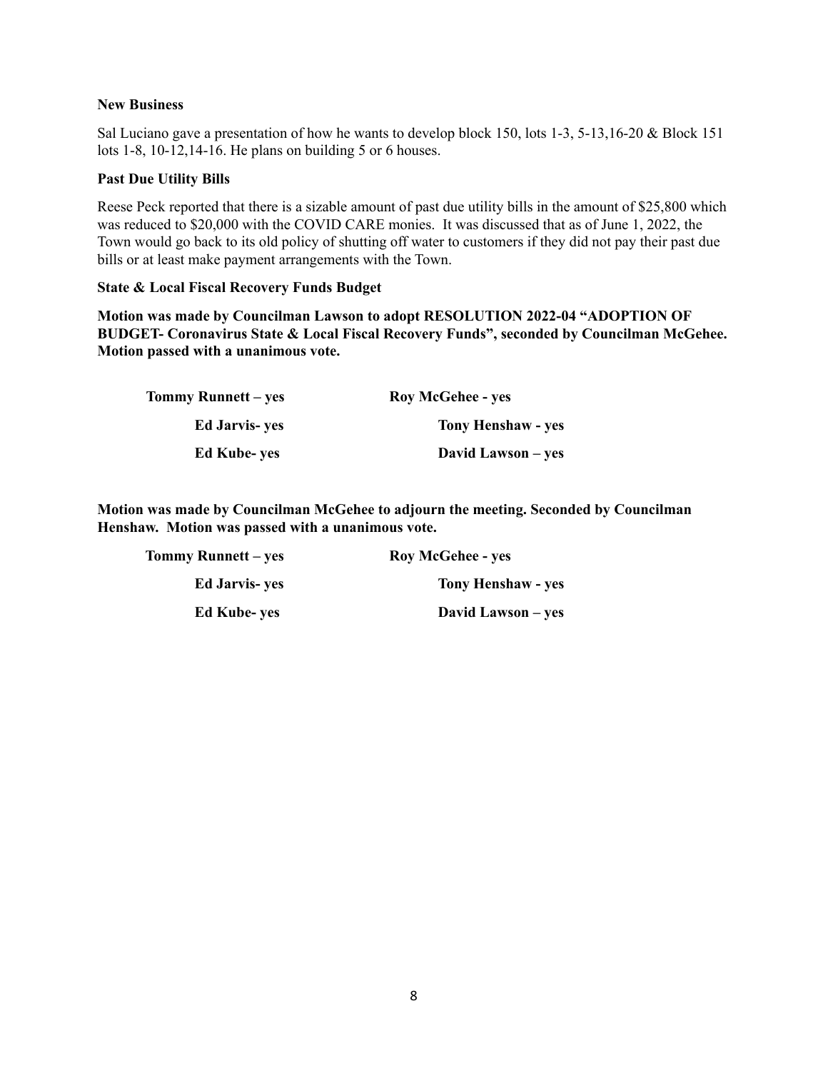**New Business**

Sal Luciano gave a presentation of how he wants to develop block 150, lots 1-3, 5-13,16-20 & Block 151 lots 1-8, 10-12,14-16. He plans on building 5 or 6 houses.

**Past Due Utility Bills**

Reese Peck reported that there is a sizable amount of past due utility bills in the amount of $25,800 which was reduced to $20,000 with the COVID CARE monies. It was discussed that as of June 1, 2022, the Town would go back to its old policy of shutting off water to customers if they did not pay their past due bills or at least make payment arrangements with the Town.

**State & Local Fiscal Recovery Funds Budget**

**Motion was made by Councilman Lawson to adopt RESOLUTION 2022-04 "ADOPTION OF BUDGET- Coronavirus State & Local Fiscal Recovery Funds", seconded by Councilman McGehee. Motion passed with a unanimous vote.**

**Tommy Runnett – yes** **Roy McGehee - yes**

**Ed Jarvis- yes** **Tony Henshaw - yes**

**Ed Kube- yes** **David Lawson – yes**

**Motion was made by Councilman McGehee to adjourn the meeting. Seconded by Councilman Henshaw. Motion was passed with a unanimous vote.**

**Tommy Runnett – yes** **Roy McGehee - yes**

**Ed Jarvis- yes** **Tony Henshaw - yes**

**Ed Kube- yes** **David Lawson – yes**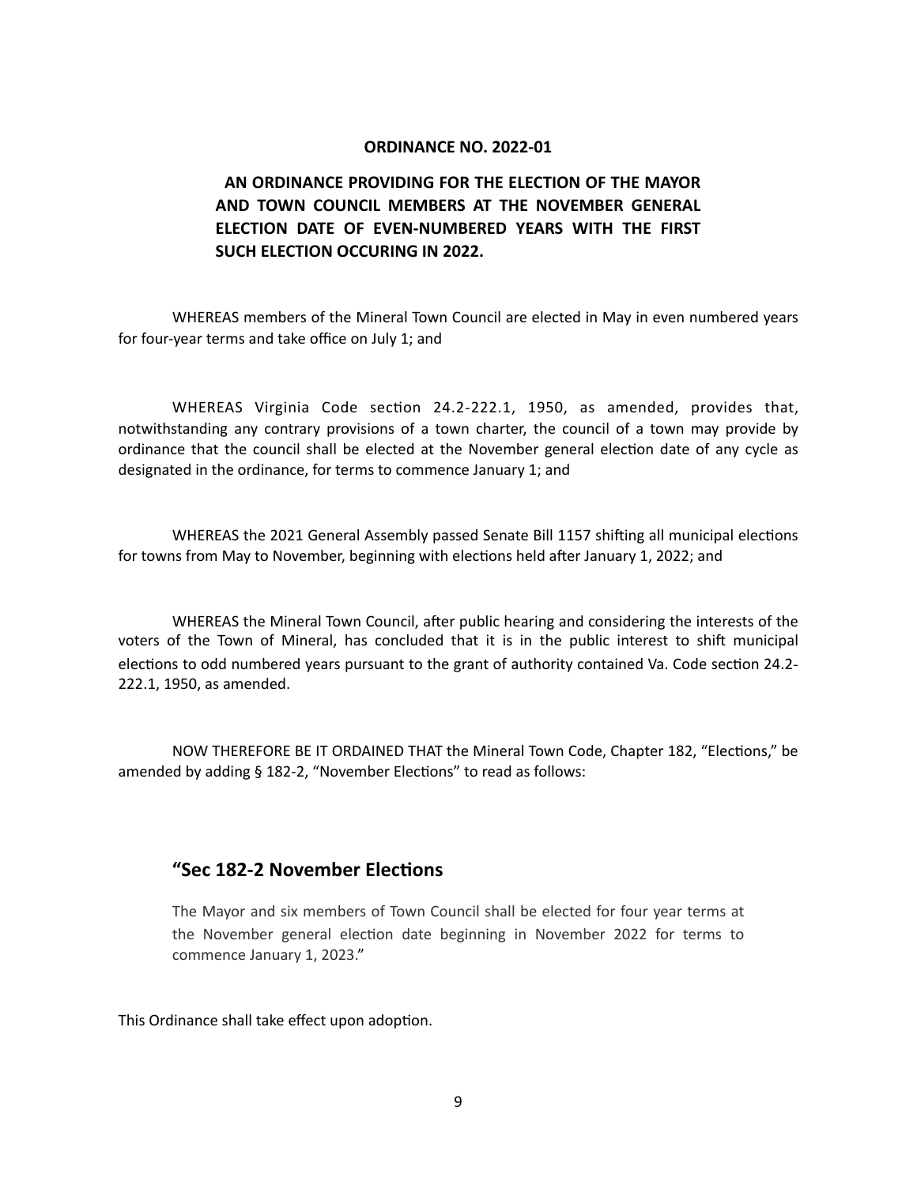**ORDINANCE NO. 2022-01**

**AN ORDINANCE PROVIDING FOR THE ELECTION OF THE MAYOR AND TOWN COUNCIL MEMBERS AT THE NOVEMBER GENERAL ELECTION DATE OF EVEN-NUMBERED YEARS WITH THE FIRST SUCH ELECTION OCCURING IN 2022.**

WHEREAS members of the Mineral Town Council are elected in May in even numbered years for four-year terms and take office on July 1; and

WHEREAS Virginia Code section 24.2-222.1, 1950, as amended, provides that, notwithstanding any contrary provisions of a town charter, the council of a town may provide by ordinance that the council shall be elected at the November general election date of any cycle as designated in the ordinance, for terms to commence January 1; and

WHEREAS the 2021 General Assembly passed Senate Bill 1157 shifting all municipal elections for towns from May to November, beginning with elections held after January 1, 2022; and

WHEREAS the Mineral Town Council, after public hearing and considering the interests of the voters of the Town of Mineral, has concluded that it is in the public interest to shift municipal elections to odd numbered years pursuant to the grant of authority contained Va. Code section 24.2-222.1, 1950, as amended.

NOW THEREFORE BE IT ORDAINED THAT the Mineral Town Code, Chapter 182, "Elections," be amended by adding § 182-2, "November Elections" to read as follows:

## "Sec 182-2 November Elections

The Mayor and six members of Town Council shall be elected for four year terms at the November general election date beginning in November 2022 for terms to commence January 1, 2023."

This Ordinance shall take effect upon adoption.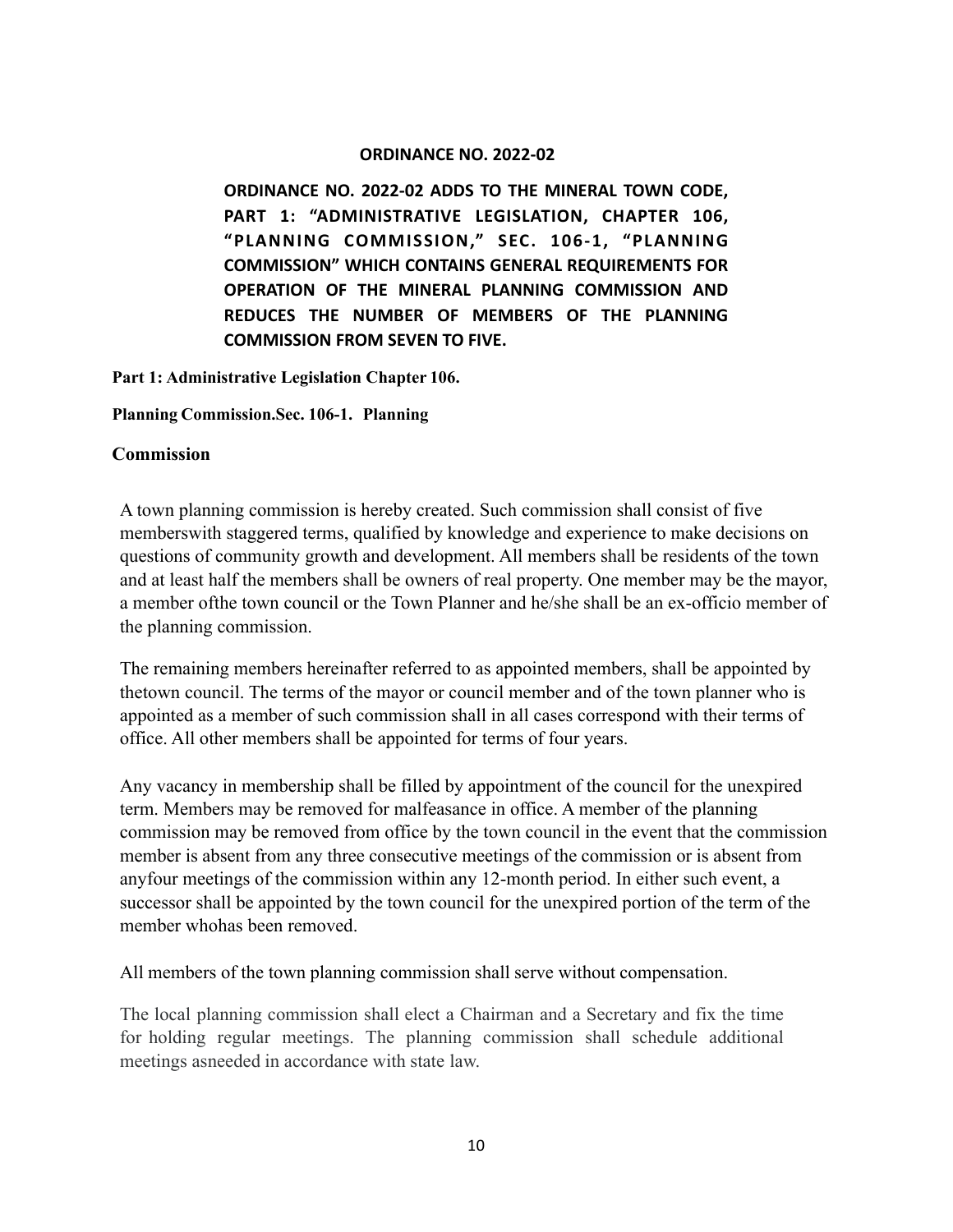**ORDINANCE NO. 2022-02**

**ORDINANCE NO. 2022-02 ADDS TO THE MINERAL TOWN CODE, PART 1: "ADMINISTRATIVE LEGISLATION, CHAPTER 106, "PLANNING COMMISSION," SEC. 106-1, "PLANNING COMMISSION" WHICH CONTAINS GENERAL REQUIREMENTS FOR OPERATION OF THE MINERAL PLANNING COMMISSION AND REDUCES THE NUMBER OF MEMBERS OF THE PLANNING COMMISSION FROM SEVEN TO FIVE.**

**Part 1: Administrative Legislation Chapter 106.**

**Planning Commission.Sec. 106-1. Planning**

**Commission**

A town planning commission is hereby created. Such commission shall consist of five memberswith staggered terms, qualified by knowledge and experience to make decisions on questions of community growth and development. All members shall be residents of the town and at least half the members shall be owners of real property. One member may be the mayor, a member ofthe town council or the Town Planner and he/she shall be an ex-officio member of the planning commission.

The remaining members hereinafter referred to as appointed members, shall be appointed by thetown council. The terms of the mayor or council member and of the town planner who is appointed as a member of such commission shall in all cases correspond with their terms of office. All other members shall be appointed for terms of four years.

Any vacancy in membership shall be filled by appointment of the council for the unexpired term. Members may be removed for malfeasance in office. A member of the planning commission may be removed from office by the town council in the event that the commission member is absent from any three consecutive meetings of the commission or is absent from anyfour meetings of the commission within any 12-month period. In either such event, a successor shall be appointed by the town council for the unexpired portion of the term of the member whohas been removed.

All members of the town planning commission shall serve without compensation.

The local planning commission shall elect a Chairman and a Secretary and fix the time for holding regular meetings. The planning commission shall schedule additional meetings asneeded in accordance with state law.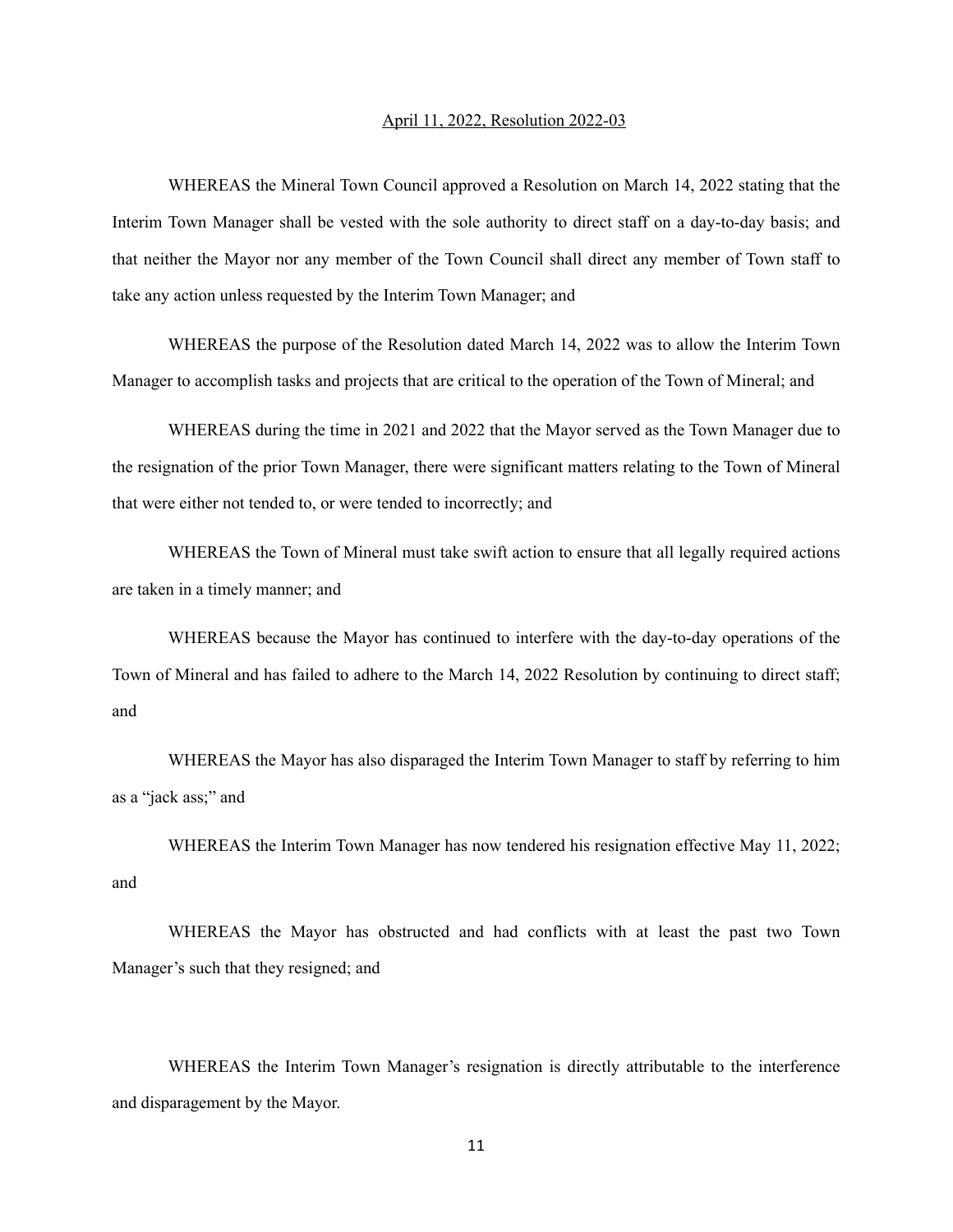April 11, 2022, Resolution 2022-03

WHEREAS the Mineral Town Council approved a Resolution on March 14, 2022 stating that the Interim Town Manager shall be vested with the sole authority to direct staff on a day-to-day basis; and that neither the Mayor nor any member of the Town Council shall direct any member of Town staff to take any action unless requested by the Interim Town Manager; and

WHEREAS the purpose of the Resolution dated March 14, 2022 was to allow the Interim Town Manager to accomplish tasks and projects that are critical to the operation of the Town of Mineral; and

WHEREAS during the time in 2021 and 2022 that the Mayor served as the Town Manager due to the resignation of the prior Town Manager, there were significant matters relating to the Town of Mineral that were either not tended to, or were tended to incorrectly; and

WHEREAS the Town of Mineral must take swift action to ensure that all legally required actions are taken in a timely manner; and

WHEREAS because the Mayor has continued to interfere with the day-to-day operations of the Town of Mineral and has failed to adhere to the March 14, 2022 Resolution by continuing to direct staff; and

WHEREAS the Mayor has also disparaged the Interim Town Manager to staff by referring to him as a "jack ass;" and

WHEREAS the Interim Town Manager has now tendered his resignation effective May 11, 2022; and

WHEREAS the Mayor has obstructed and had conflicts with at least the past two Town Manager's such that they resigned; and

WHEREAS the Interim Town Manager's resignation is directly attributable to the interference and disparagement by the Mayor.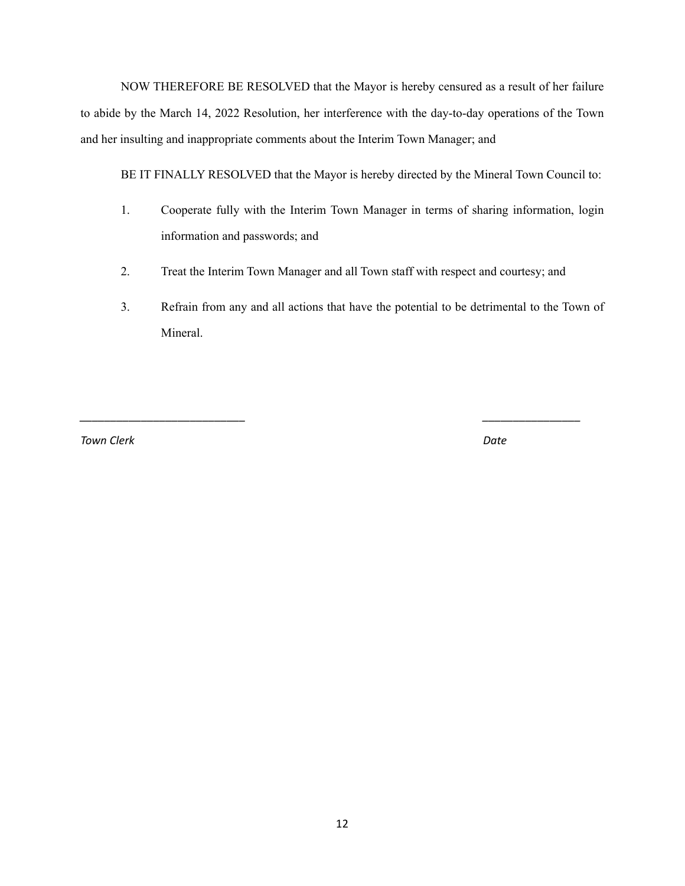NOW THEREFORE BE RESOLVED that the Mayor is hereby censured as a result of her failure to abide by the March 14, 2022 Resolution, her interference with the day-to-day operations of the Town and her insulting and inappropriate comments about the Interim Town Manager; and

BE IT FINALLY RESOLVED that the Mayor is hereby directed by the Mineral Town Council to:

1. Cooperate fully with the Interim Town Manager in terms of sharing information, login information and passwords; and

2. Treat the Interim Town Manager and all Town staff with respect and courtesy; and

3. Refrain from any and all actions that have the potential to be detrimental to the Town of Mineral.

___________________________ ________________

*Town Clerk* *Date*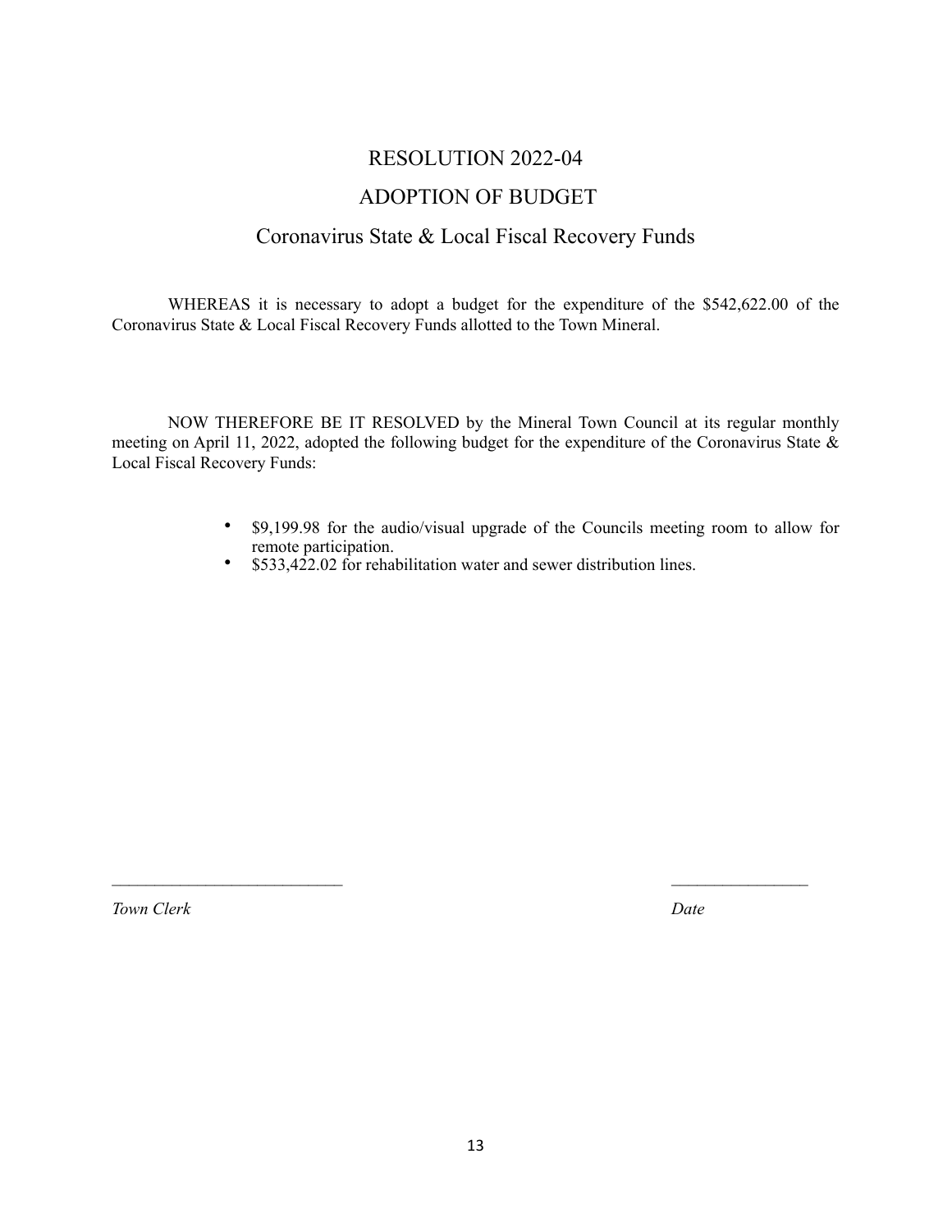# RESOLUTION 2022-04

## ADOPTION OF BUDGET

## Coronavirus State & Local Fiscal Recovery Funds

WHEREAS it is necessary to adopt a budget for the expenditure of the $542,622.00 of the Coronavirus State & Local Fiscal Recovery Funds allotted to the Town Mineral.

NOW THEREFORE BE IT RESOLVED by the Mineral Town Council at its regular monthly meeting on April 11, 2022, adopted the following budget for the expenditure of the Coronavirus State & Local Fiscal Recovery Funds:

- $9,199.98 for the audio/visual upgrade of the Councils meeting room to allow for remote participation.
- $533,422.02 for rehabilitation water and sewer distribution lines.

___________________________ ________________

*Town Clerk* *Date*